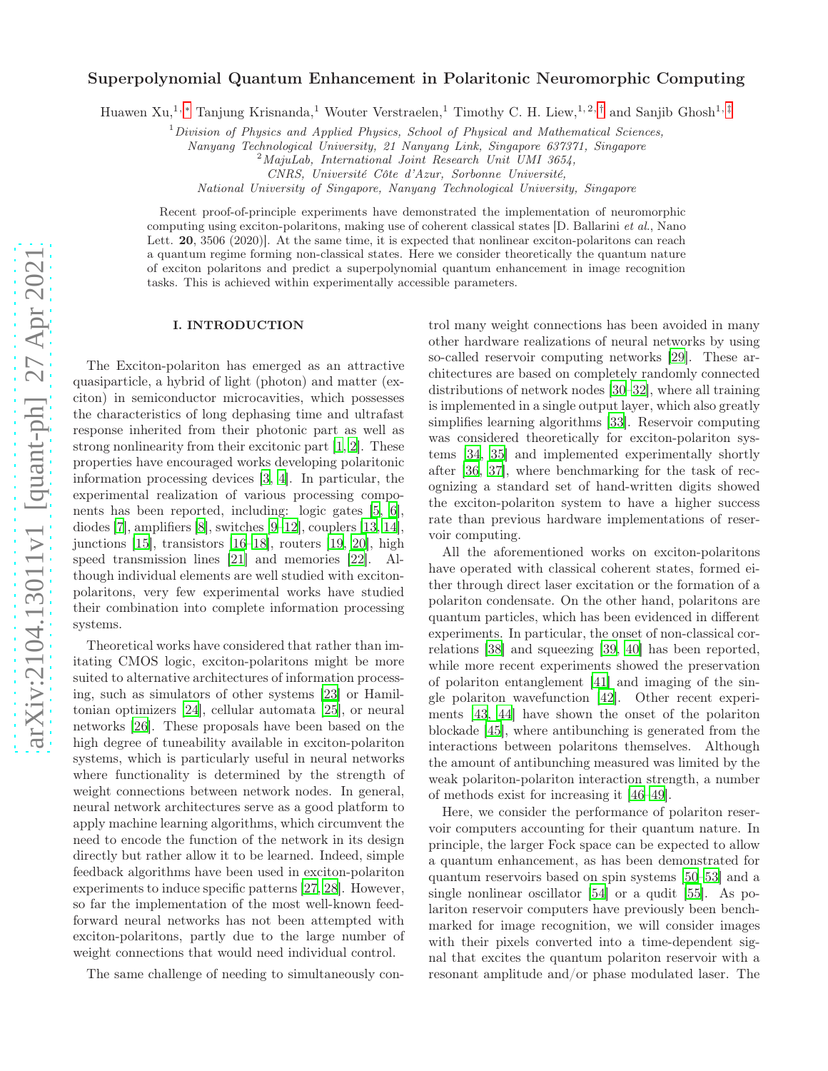# Superpolynomial Quantum Enhancement in Polaritonic Neuromorphic Computing

Huawen Xu,[1,*] Tanjung Krisnanda,[1] Wouter Verstraelen,[1] Timothy C. H. Liew,[1,2,†] and Sanjib Ghosh[1,‡]

[1] *Division of Physics and Applied Physics, School of Physical and Mathematical Sciences, Nanyang Technological University, 21 Nanyang Link, Singapore 637371, Singapore*

[2] *MajuLab, International Joint Research Unit UMI 3654, CNRS, Université Côte d'Azur, Sorbonne Université, National University of Singapore, Nanyang Technological University, Singapore*

Recent proof-of-principle experiments have demonstrated the implementation of neuromorphic computing using exciton-polaritons, making use of coherent classical states [D. Ballarini *et al.*, Nano Lett. **20**, 3506 (2020)]. At the same time, it is expected that nonlinear exciton-polaritons can reach a quantum regime forming non-classical states. Here we consider theoretically the quantum nature of exciton polaritons and predict a superpolynomial quantum enhancement in image recognition tasks. This is achieved within experimentally accessible parameters.

## I. INTRODUCTION

The Exciton-polariton has emerged as an attractive quasiparticle, a hybrid of light (photon) and matter (exciton) in semiconductor microcavities, which possesses the characteristics of long dephasing time and ultrafast response inherited from their photonic part as well as strong nonlinearity from their excitonic part [1, 2]. These properties have encouraged works developing polaritonic information processing devices [3, 4]. In particular, the experimental realization of various processing components has been reported, including: logic gates [5, 6], diodes [7], amplifiers [8], switches [9–12], couplers [13, 14], junctions [15], transistors [16–18], routers [19, 20], high speed transmission lines [21] and memories [22]. Although individual elements are well studied with exciton-polaritons, very few experimental works have studied their combination into complete information processing systems.

Theoretical works have considered that rather than imitating CMOS logic, exciton-polaritons might be more suited to alternative architectures of information processing, such as simulators of other systems [23] or Hamiltonian optimizers [24], cellular automata [25], or neural networks [26]. These proposals have been based on the high degree of tuneability available in exciton-polariton systems, which is particularly useful in neural networks where functionality is determined by the strength of weight connections between network nodes. In general, neural network architectures serve as a good platform to apply machine learning algorithms, which circumvent the need to encode the function of the network in its design directly but rather allow it to be learned. Indeed, simple feedback algorithms have been used in exciton-polariton experiments to induce specific patterns [27, 28]. However, so far the implementation of the most well-known feed-forward neural networks has not been attempted with exciton-polaritons, partly due to the large number of weight connections that would need individual control.

The same challenge of needing to simultaneously control many weight connections has been avoided in many other hardware realizations of neural networks by using so-called reservoir computing networks [29]. These architectures are based on completely randomly connected distributions of network nodes [30–32], where all training is implemented in a single output layer, which also greatly simplifies learning algorithms [33]. Reservoir computing was considered theoretically for exciton-polariton systems [34, 35] and implemented experimentally shortly after [36, 37], where benchmarking for the task of recognizing a standard set of hand-written digits showed the exciton-polariton system to have a higher success rate than previous hardware implementations of reservoir computing.

All the aforementioned works on exciton-polaritons have operated with classical coherent states, formed either through direct laser excitation or the formation of a polariton condensate. On the other hand, polaritons are quantum particles, which has been evidenced in different experiments. In particular, the onset of non-classical correlations [38] and squeezing [39, 40] has been reported, while more recent experiments showed the preservation of polariton entanglement [41] and imaging of the single polariton wavefunction [42]. Other recent experiments [43, 44] have shown the onset of the polariton blockade [45], where antibunching is generated from the interactions between polaritons themselves. Although the amount of antibunching measured was limited by the weak polariton-polariton interaction strength, a number of methods exist for increasing it [46–49].

Here, we consider the performance of polariton reservoir computers accounting for their quantum nature. In principle, the larger Fock space can be expected to allow a quantum enhancement, as has been demonstrated for quantum reservoirs based on spin systems [50–53] and a single nonlinear oscillator [54] or a qudit [55]. As polariton reservoir computers have previously been benchmarked for image recognition, we will consider images with their pixels converted into a time-dependent signal that excites the quantum polariton reservoir with a resonant amplitude and/or phase modulated laser. The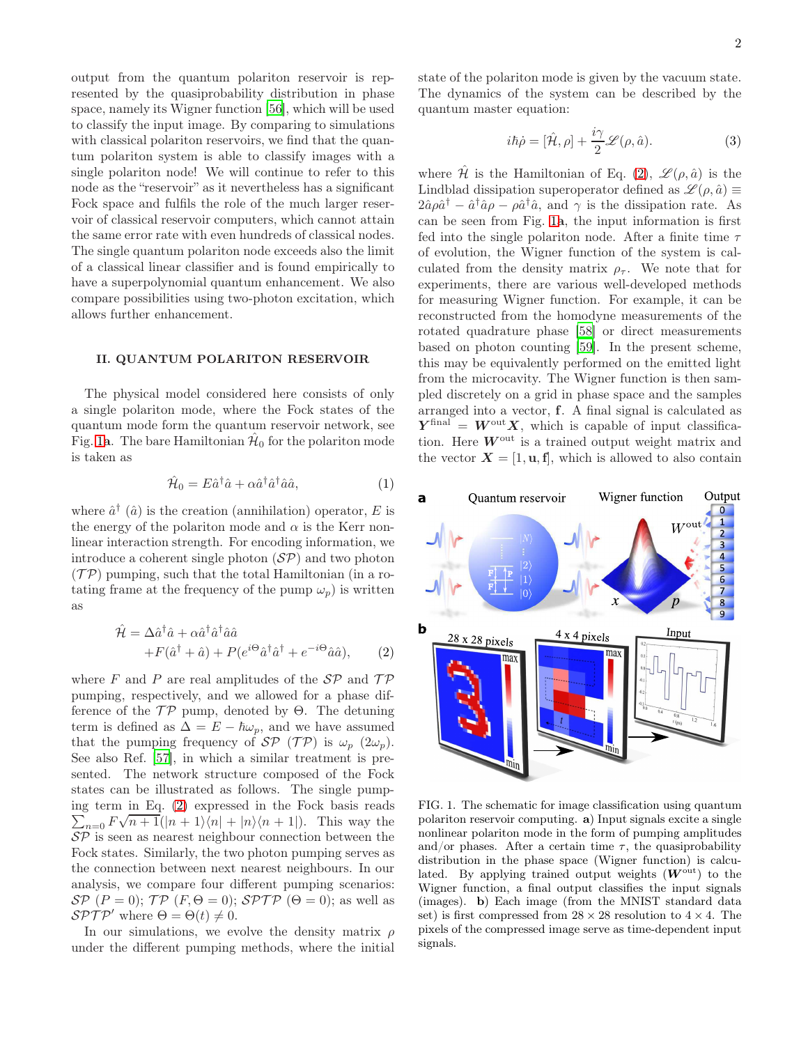output from the quantum polariton reservoir is represented by the quasiprobability distribution in phase space, namely its Wigner function [56], which will be used to classify the input image. By comparing to simulations with classical polariton reservoirs, we find that the quantum polariton system is able to classify images with a single polariton node! We will continue to refer to this node as the "reservoir" as it nevertheless has a significant Fock space and fulfils the role of the much larger reservoir of classical reservoir computers, which cannot attain the same error rate with even hundreds of classical nodes. The single quantum polariton node exceeds also the limit of a classical linear classifier and is found empirically to have a superpolynomial quantum enhancement. We also compare possibilities using two-photon excitation, which allows further enhancement.

## II. QUANTUM POLARITON RESERVOIR

The physical model considered here consists of only a single polariton mode, where the Fock states of the quantum mode form the quantum reservoir network, see Fig. 1a. The bare Hamiltonian $\hat{\mathcal{H}}_0$ for the polariton mode is taken as

$$\hat{\mathcal{H}}_0 = E\hat{a}^\dagger\hat{a} + \alpha\hat{a}^\dagger\hat{a}^\dagger\hat{a}\hat{a}, \tag{1}$$

where $\hat{a}^\dagger$ ($\hat{a}$) is the creation (annihilation) operator, $E$ is the energy of the polariton mode and $\alpha$ is the Kerr nonlinear interaction strength. For encoding information, we introduce a coherent single photon ($\mathcal{SP}$) and two photon ($\mathcal{TP}$) pumping, such that the total Hamiltonian (in a rotating frame at the frequency of the pump $\omega_p$) is written as

$$\begin{aligned}\hat{\mathcal{H}} = &\Delta\hat{a}^\dagger\hat{a} + \alpha\hat{a}^\dagger\hat{a}^\dagger\hat{a}\hat{a} \\ &+F(\hat{a}^\dagger + \hat{a}) + P(e^{i\Theta}\hat{a}^\dagger\hat{a}^\dagger + e^{-i\Theta}\hat{a}\hat{a}),\end{aligned} \tag{2}$$

where $F$ and $P$ are real amplitudes of the $\mathcal{SP}$ and $\mathcal{TP}$ pumping, respectively, and we allowed for a phase difference of the $\mathcal{TP}$ pump, denoted by $\Theta$. The detuning term is defined as $\Delta = E - \hbar\omega_p$, and we have assumed that the pumping frequency of $\mathcal{SP}$ ($\mathcal{TP}$) is $\omega_p$ ($2\omega_p$). See also Ref. [57], in which a similar treatment is presented. The network structure composed of the Fock states can be illustrated as follows. The single pumping term in Eq. (2) expressed in the Fock basis reads $\sum_{n=0} F\sqrt{n+1}(|n+1\rangle\langle n| + |n\rangle\langle n+1|)$. This way the $\mathcal{SP}$ is seen as nearest neighbour connection between the Fock states. Similarly, the two photon pumping serves as the connection between next nearest neighbours. In our analysis, we compare four different pumping scenarios: $\mathcal{SP}$ ($P = 0$); $\mathcal{TP}$ ($F, \Theta = 0$); $\mathcal{SPTP}$ ($\Theta = 0$); as well as $\mathcal{SPTP}'$ where $\Theta = \Theta(t) \neq 0$.

In our simulations, we evolve the density matrix $\rho$ under the different pumping methods, where the initial state of the polariton mode is given by the vacuum state. The dynamics of the system can be described by the quantum master equation:

$$i\hbar\dot{\rho} = [\hat{\mathcal{H}}, \rho] + \frac{i\gamma}{2}\mathscr{L}(\rho, \hat{a}). \tag{3}$$

where $\hat{\mathcal{H}}$ is the Hamiltonian of Eq. (2), $\mathscr{L}(\rho, \hat{a})$ is the Lindblad dissipation superoperator defined as $\mathscr{L}(\rho, \hat{a}) \equiv 2\hat{a}\rho\hat{a}^\dagger - \hat{a}^\dagger\hat{a}\rho - \rho\hat{a}^\dagger\hat{a}$, and $\gamma$ is the dissipation rate. As can be seen from Fig. 1a, the input information is first fed into the single polariton node. After a finite time $\tau$ of evolution, the Wigner function of the system is calculated from the density matrix $\rho_\tau$. We note that for experiments, there are various well-developed methods for measuring Wigner function. For example, it can be reconstructed from the homodyne measurements of the rotated quadrature phase [58] or direct measurements based on photon counting [59]. In the present scheme, this may be equivalently performed on the emitted light from the microcavity. The Wigner function is then sampled discretely on a grid in phase space and the samples arranged into a vector, $\mathbf{f}$. A final signal is calculated as $\boldsymbol{Y}^{\text{final}} = \boldsymbol{W}^{\text{out}}\boldsymbol{X}$, which is capable of input classification. Here $\boldsymbol{W}^{\text{out}}$ is a trained output weight matrix and the vector $\boldsymbol{X} = [1, \mathbf{u}, \mathbf{f}]$, which is allowed to also contain

FIG. 1. The schematic for image classification using quantum polariton reservoir computing. **a**) Input signals excite a single nonlinear polariton mode in the form of pumping amplitudes and/or phases. After a certain time $\tau$, the quasiprobability distribution in the phase space (Wigner function) is calculated. By applying trained output weights ($\boldsymbol{W}^{\text{out}}$) to the Wigner function, a final output classifies the input signals (images). **b**) Each image (from the MNIST standard data set) is first compressed from $28 \times 28$ resolution to $4 \times 4$. The pixels of the compressed image serve as time-dependent input signals.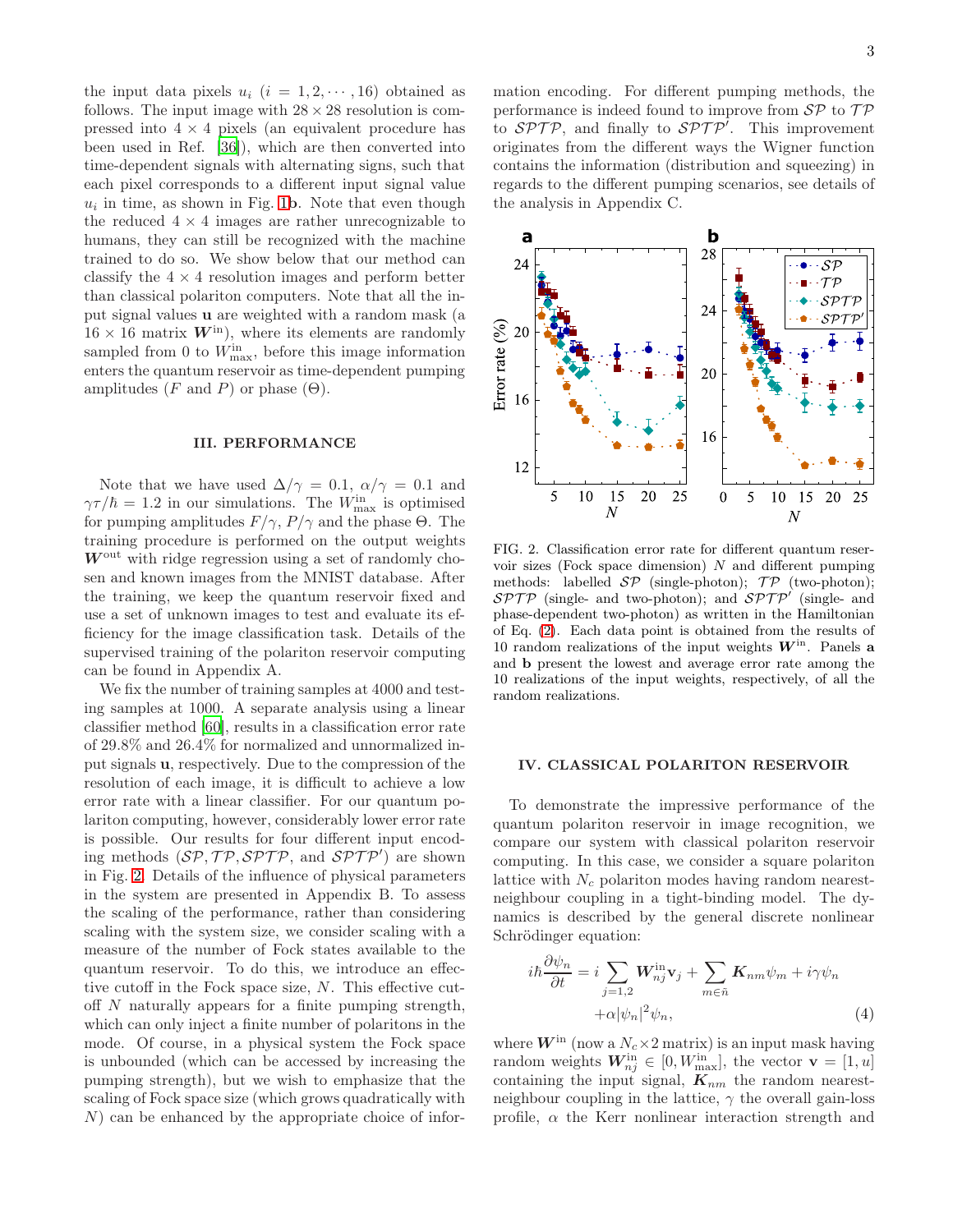the input data pixels $u_i$ ($i = 1, 2, \cdots, 16$) obtained as follows. The input image with $28 \times 28$ resolution is compressed into $4 \times 4$ pixels (an equivalent procedure has been used in Ref. [36]), which are then converted into time-dependent signals with alternating signs, such that each pixel corresponds to a different input signal value $u_i$ in time, as shown in Fig. 1**b**. Note that even though the reduced $4 \times 4$ images are rather unrecognizable to humans, they can still be recognized with the machine trained to do so. We show below that our method can classify the $4 \times 4$ resolution images and perform better than classical polariton computers. Note that all the input signal values $\mathbf{u}$ are weighted with a random mask (a $16 \times 16$ matrix $\boldsymbol{W}^{\text{in}}$), where its elements are randomly sampled from 0 to $W^{\text{in}}_{\text{max}}$, before this image information enters the quantum reservoir as time-dependent pumping amplitudes ($F$ and $P$) or phase ($\Theta$).

## III. PERFORMANCE

Note that we have used $\Delta/\gamma = 0.1$, $\alpha/\gamma = 0.1$ and $\gamma\tau/\hbar = 1.2$ in our simulations. The $W^{\text{in}}_{\text{max}}$ is optimised for pumping amplitudes $F/\gamma$, $P/\gamma$ and the phase $\Theta$. The training procedure is performed on the output weights $\boldsymbol{W}^{\text{out}}$ with ridge regression using a set of randomly chosen and known images from the MNIST database. After the training, we keep the quantum reservoir fixed and use a set of unknown images to test and evaluate its efficiency for the image classification task. Details of the supervised training of the polariton reservoir computing can be found in Appendix A.

We fix the number of training samples at 4000 and testing samples at 1000. A separate analysis using a linear classifier method [60], results in a classification error rate of 29.8% and 26.4% for normalized and unnormalized input signals $\mathbf{u}$, respectively. Due to the compression of the resolution of each image, it is difficult to achieve a low error rate with a linear classifier. For our quantum polariton computing, however, considerably lower error rate is possible. Our results for four different input encoding methods ($\mathcal{SP}, \mathcal{TP}, \mathcal{SPTP}$, and $\mathcal{SPTP}'$) are shown in Fig. 2. Details of the influence of physical parameters in the system are presented in Appendix B. To assess the scaling of the performance, rather than considering scaling with the system size, we consider scaling with a measure of the number of Fock states available to the quantum reservoir. To do this, we introduce an effective cutoff in the Fock space size, $N$. This effective cutoff $N$ naturally appears for a finite pumping strength, which can only inject a finite number of polaritons in the mode. Of course, in a physical system the Fock space is unbounded (which can be accessed by increasing the pumping strength), but we wish to emphasize that the scaling of Fock space size (which grows quadratically with $N$) can be enhanced by the appropriate choice of information encoding. For different pumping methods, the performance is indeed found to improve from $\mathcal{SP}$ to $\mathcal{TP}$ to $\mathcal{SPTP}$, and finally to $\mathcal{SPTP}'$. This improvement originates from the different ways the Wigner function contains the information (distribution and squeezing) in regards to the different pumping scenarios, see details of the analysis in Appendix C.

FIG. 2. Classification error rate for different quantum reservoir sizes (Fock space dimension) $N$ and different pumping methods: labelled $\mathcal{SP}$ (single-photon); $\mathcal{TP}$ (two-photon); $\mathcal{SPTP}$ (single- and two-photon); and $\mathcal{SPTP}'$ (single- and phase-dependent two-photon) as written in the Hamiltonian of Eq. (2). Each data point is obtained from the results of 10 random realizations of the input weights $\boldsymbol{W}^{\text{in}}$. Panels **a** and **b** present the lowest and average error rate among the 10 realizations of the input weights, respectively, of all the random realizations.

## IV. CLASSICAL POLARITON RESERVOIR

To demonstrate the impressive performance of the quantum polariton reservoir in image recognition, we compare our system with classical polariton reservoir computing. In this case, we consider a square polariton lattice with $N_c$ polariton modes having random nearest-neighbour coupling in a tight-binding model. The dynamics is described by the general discrete nonlinear Schrödinger equation:

$$i\hbar\frac{\partial\psi_n}{\partial t} = i\sum_{j=1,2}\boldsymbol{W}^{\text{in}}_{nj}\mathbf{v}_j + \sum_{m\in\tilde{n}}\boldsymbol{K}_{nm}\psi_m + i\gamma\psi_n + \alpha|\psi_n|^2\psi_n, \tag{4}$$

where $\boldsymbol{W}^{\text{in}}$ (now a $N_c \times 2$ matrix) is an input mask having random weights $\boldsymbol{W}^{\text{in}}_{nj} \in [0, W^{\text{in}}_{\text{max}}]$, the vector $\mathbf{v} = [1, u]$ containing the input signal, $\boldsymbol{K}_{nm}$ the random nearest-neighbour coupling in the lattice, $\gamma$ the overall gain-loss profile, $\alpha$ the Kerr nonlinear interaction strength and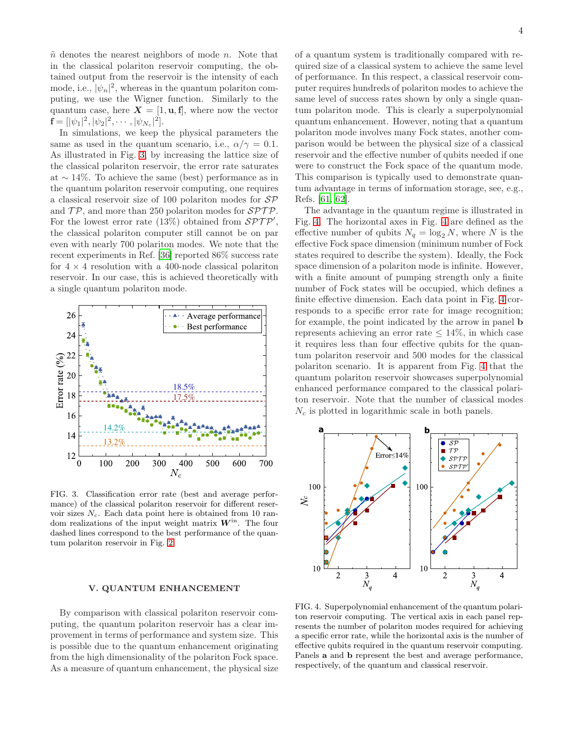$\tilde{n}$ denotes the nearest neighbors of mode $n$. Note that in the classical polariton reservoir computing, the obtained output from the reservoir is the intensity of each mode, i.e., $|\psi_n|^2$, whereas in the quantum polariton computing, we use the Wigner function. Similarly to the quantum case, here $\boldsymbol{X} = [1, \mathbf{u}, \mathbf{f}]$, where now the vector $\mathbf{f} = [|\psi_1|^2, |\psi_2|^2, \cdots, |\psi_{N_c}|^2]$.

In simulations, we keep the physical parameters the same as used in the quantum scenario, i.e., $\alpha/\gamma = 0.1$. As illustrated in Fig. 3, by increasing the lattice size of the classical polariton reservoir, the error rate saturates at $\sim 14\%$. To achieve the same (best) performance as in the quantum polariton reservoir computing, one requires a classical reservoir size of 100 polariton modes for $\mathcal{SP}$ and $\mathcal{TP}$, and more than 250 polariton modes for $\mathcal{SPTP}$. For the lowest error rate (13%) obtained from $\mathcal{SPTP}'$, the classical polariton computer still cannot be on par even with nearly 700 polariton modes. We note that the recent experiments in Ref. [36] reported 86% success rate for $4 \times 4$ resolution with a 400-node classical polariton reservoir. In our case, this is achieved theoretically with a single quantum polariton mode.

FIG. 3. Classification error rate (best and average performance) of the classical polariton reservoir for different reservoir sizes $N_c$. Each data point here is obtained from 10 random realizations of the input weight matrix $\boldsymbol{W}^{\text{in}}$. The four dashed lines correspond to the best performance of the quantum polariton reservoir in Fig. 2.

## V. QUANTUM ENHANCEMENT

By comparison with classical polariton reservoir computing, the quantum polariton reservoir has a clear improvement in terms of performance and system size. This is possible due to the quantum enhancement originating from the high dimensionality of the polariton Fock space. As a measure of quantum enhancement, the physical size of a quantum system is traditionally compared with required size of a classical system to achieve the same level of performance. In this respect, a classical reservoir computer requires hundreds of polariton modes to achieve the same level of success rates shown by only a single quantum polariton mode. This is clearly a superpolynomial quantum enhancement. However, noting that a quantum polariton mode involves many Fock states, another comparison would be between the physical size of a classical reservoir and the effective number of qubits needed if one were to construct the Fock space of the quantum mode. This comparison is typically used to demonstrate quantum advantage in terms of information storage, see, e.g., Refs. [61, 62].

The advantage in the quantum regime is illustrated in Fig. 4. The horizontal axes in Fig. 4 are defined as the effective number of qubits $N_q = \log_2 N$, where $N$ is the effective Fock space dimension (minimum number of Fock states required to describe the system). Ideally, the Fock space dimension of a polariton mode is infinite. However, with a finite amount of pumping strength only a finite number of Fock states will be occupied, which defines a finite effective dimension. Each data point in Fig. 4 corresponds to a specific error rate for image recognition; for example, the point indicated by the arrow in panel **b** represents achieving an error rate $\leq 14\%$, in which case it requires less than four effective qubits for the quantum polariton reservoir and 500 modes for the classical polariton scenario. It is apparent from Fig. 4 that the quantum polariton reservoir showcases superpolynomial enhanced performance compared to the classical polariton reservoir. Note that the number of classical modes $N_c$ is plotted in logarithmic scale in both panels.

FIG. 4. Superpolynomial enhancement of the quantum polariton reservoir computing. The vertical axis in each panel represents the number of polariton modes required for achieving a specific error rate, while the horizontal axis is the number of effective qubits required in the quantum reservoir computing. Panels **a** and **b** represent the best and average performance, respectively, of the quantum and classical reservoir.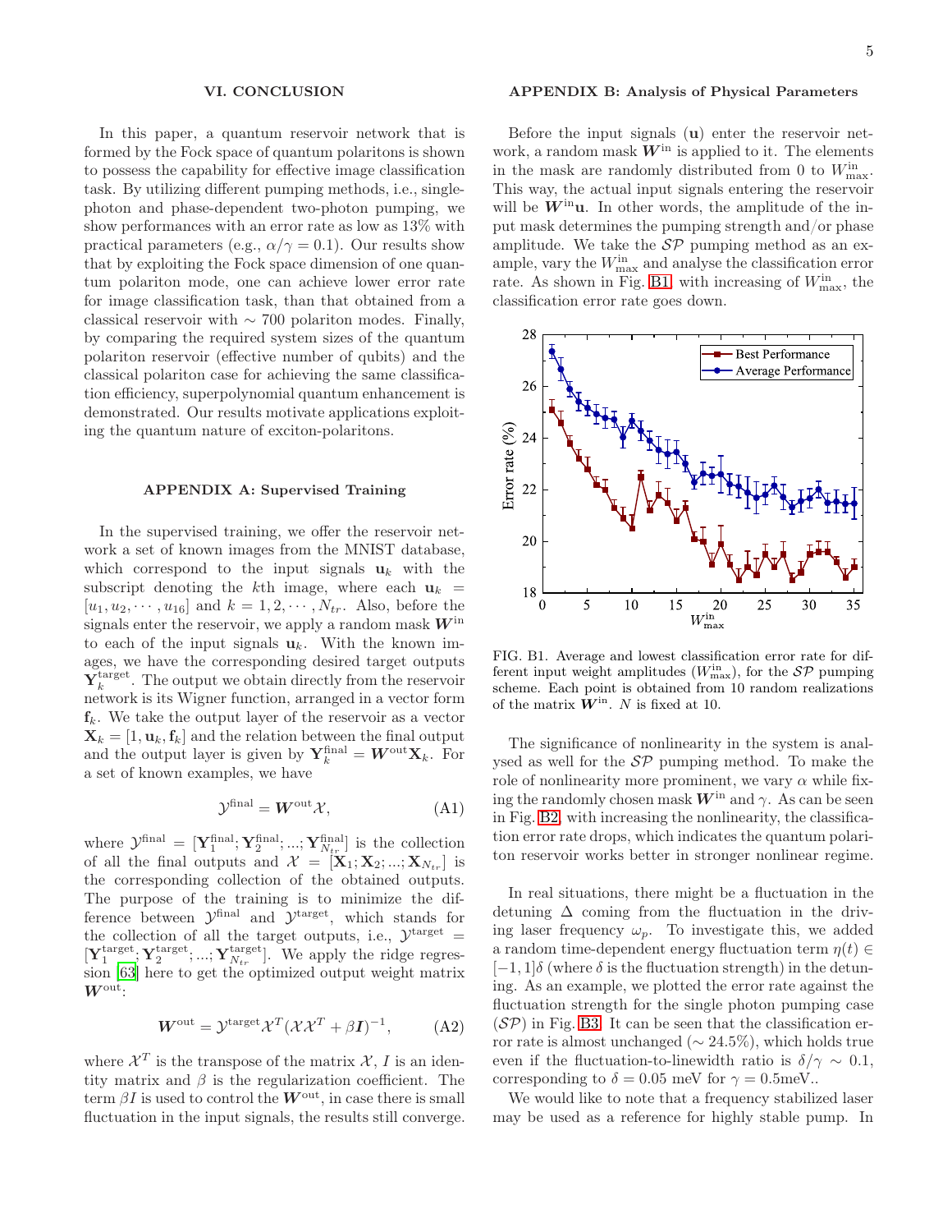## VI. CONCLUSION

In this paper, a quantum reservoir network that is formed by the Fock space of quantum polaritons is shown to possess the capability for effective image classification task. By utilizing different pumping methods, i.e., single-photon and phase-dependent two-photon pumping, we show performances with an error rate as low as 13% with practical parameters (e.g., $\alpha/\gamma = 0.1$). Our results show that by exploiting the Fock space dimension of one quantum polariton mode, one can achieve lower error rate for image classification task, than that obtained from a classical reservoir with $\sim 700$ polariton modes. Finally, by comparing the required system sizes of the quantum polariton reservoir (effective number of qubits) and the classical polariton case for achieving the same classification efficiency, superpolynomial quantum enhancement is demonstrated. Our results motivate applications exploiting the quantum nature of exciton-polaritons.

## APPENDIX A: Supervised Training

In the supervised training, we offer the reservoir network a set of known images from the MNIST database, which correspond to the input signals $\mathbf{u}_k$ with the subscript denoting the $k$th image, where each $\mathbf{u}_k = [u_1, u_2, \cdots, u_{16}]$ and $k = 1, 2, \cdots, N_{tr}$. Also, before the signals enter the reservoir, we apply a random mask $\boldsymbol{W}^{\text{in}}$ to each of the input signals $\mathbf{u}_k$. With the known images, we have the corresponding desired target outputs $\mathbf{Y}_k^{\text{target}}$. The output we obtain directly from the reservoir network is its Wigner function, arranged in a vector form $\mathbf{f}_k$. We take the output layer of the reservoir as a vector $\mathbf{X}_k = [1, \mathbf{u}_k, \mathbf{f}_k]$ and the relation between the final output and the output layer is given by $\mathbf{Y}_k^{\text{final}} = \boldsymbol{W}^{\text{out}}\mathbf{X}_k$. For a set of known examples, we have

$$\mathcal{Y}^{\text{final}} = \boldsymbol{W}^{\text{out}}\mathcal{X}, \tag{A1}$$

where $\mathcal{Y}^{\text{final}} = [\mathbf{Y}_1^{\text{final}}; \mathbf{Y}_2^{\text{final}}; ...; \mathbf{Y}_{N_{tr}}^{\text{final}}]$ is the collection of all the final outputs and $\mathcal{X} = [\mathbf{X}_1; \mathbf{X}_2; ...; \mathbf{X}_{N_{tr}}]$ is the corresponding collection of the obtained outputs. The purpose of the training is to minimize the difference between $\mathcal{Y}^{\text{final}}$ and $\mathcal{Y}^{\text{target}}$, which stands for the collection of all the target outputs, i.e., $\mathcal{Y}^{\text{target}} = [\mathbf{Y}_1^{\text{target}}; \mathbf{Y}_2^{\text{target}}; ...; \mathbf{Y}_{N_{tr}}^{\text{target}}]$. We apply the ridge regression [63] here to get the optimized output weight matrix $\boldsymbol{W}^{\text{out}}$:

$$\boldsymbol{W}^{\text{out}} = \mathcal{Y}^{\text{target}}\mathcal{X}^T(\mathcal{X}\mathcal{X}^T + \beta \boldsymbol{I})^{-1}, \tag{A2}$$

where $\mathcal{X}^T$ is the transpose of the matrix $\mathcal{X}$, $I$ is an identity matrix and $\beta$ is the regularization coefficient. The term $\beta I$ is used to control the $\boldsymbol{W}^{\text{out}}$, in case there is small fluctuation in the input signals, the results still converge.

## APPENDIX B: Analysis of Physical Parameters

Before the input signals ($\mathbf{u}$) enter the reservoir network, a random mask $\boldsymbol{W}^{\text{in}}$ is applied to it. The elements in the mask are randomly distributed from 0 to $W^{\text{in}}_{\text{max}}$. This way, the actual input signals entering the reservoir will be $\boldsymbol{W}^{\text{in}}\mathbf{u}$. In other words, the amplitude of the input mask determines the pumping strength and/or phase amplitude. We take the $\mathcal{SP}$ pumping method as an example, vary the $W^{\text{in}}_{\text{max}}$ and analyse the classification error rate. As shown in Fig. B1, with increasing of $W^{\text{in}}_{\text{max}}$, the classification error rate goes down.

FIG. B1. Average and lowest classification error rate for different input weight amplitudes ($W^{\text{in}}_{\text{max}}$), for the $\mathcal{SP}$ pumping scheme. Each point is obtained from 10 random realizations of the matrix $\boldsymbol{W}^{\text{in}}$. $N$ is fixed at 10.

The significance of nonlinearity in the system is analysed as well for the $\mathcal{SP}$ pumping method. To make the role of nonlinearity more prominent, we vary $\alpha$ while fixing the randomly chosen mask $\boldsymbol{W}^{\text{in}}$ and $\gamma$. As can be seen in Fig. B2, with increasing the nonlinearity, the classification error rate drops, which indicates the quantum polariton reservoir works better in stronger nonlinear regime.

In real situations, there might be a fluctuation in the detuning $\Delta$ coming from the fluctuation in the driving laser frequency $\omega_p$. To investigate this, we added a random time-dependent energy fluctuation term $\eta(t) \in [-1, 1]\delta$ (where $\delta$ is the fluctuation strength) in the detuning. As an example, we plotted the error rate against the fluctuation strength for the single photon pumping case ($\mathcal{SP}$) in Fig. B3. It can be seen that the classification error rate is almost unchanged ($\sim 24.5\%$), which holds true even if the fluctuation-to-linewidth ratio is $\delta/\gamma \sim 0.1$, corresponding to $\delta = 0.05$ meV for $\gamma = 0.5$meV..

We would like to note that a frequency stabilized laser may be used as a reference for highly stable pump. In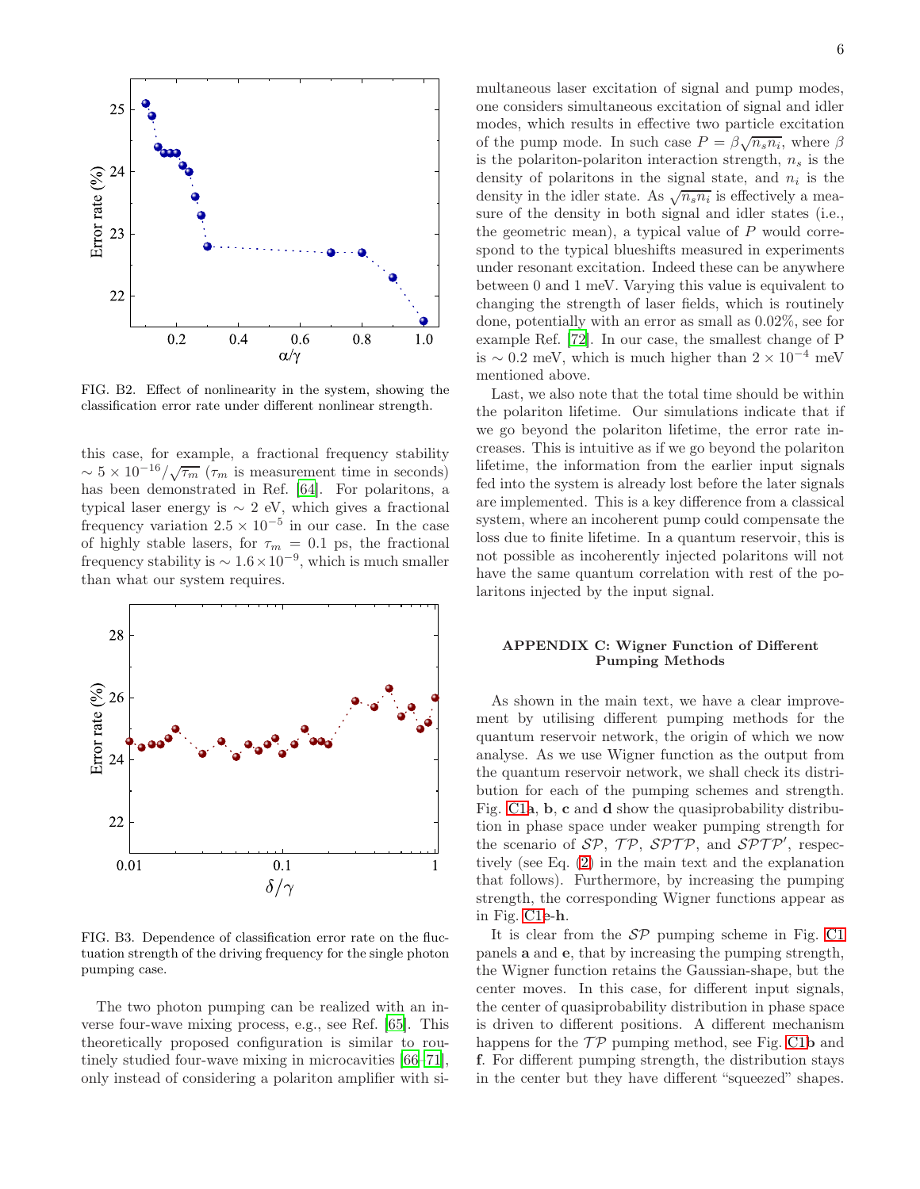FIG. B2. Effect of nonlinearity in the system, showing the classification error rate under different nonlinear strength.

this case, for example, a fractional frequency stability $\sim 5 \times 10^{-16}/\sqrt{\tau_m}$ ($\tau_m$ is measurement time in seconds) has been demonstrated in Ref. [64]. For polaritons, a typical laser energy is $\sim 2$ eV, which gives a fractional frequency variation $2.5 \times 10^{-5}$ in our case. In the case of highly stable lasers, for $\tau_m = 0.1$ ps, the fractional frequency stability is $\sim 1.6 \times 10^{-9}$, which is much smaller than what our system requires.

FIG. B3. Dependence of classification error rate on the fluctuation strength of the driving frequency for the single photon pumping case.

The two photon pumping can be realized with an inverse four-wave mixing process, e.g., see Ref. [65]. This theoretically proposed configuration is similar to routinely studied four-wave mixing in microcavities [66–71], only instead of considering a polariton amplifier with simultaneous laser excitation of signal and pump modes, one considers simultaneous excitation of signal and idler modes, which results in effective two particle excitation of the pump mode. In such case $P = \beta\sqrt{n_s n_i}$, where $\beta$ is the polariton-polariton interaction strength, $n_s$ is the density of polaritons in the signal state, and $n_i$ is the density in the idler state. As $\sqrt{n_s n_i}$ is effectively a measure of the density in both signal and idler states (i.e., the geometric mean), a typical value of $P$ would correspond to the typical blueshifts measured in experiments under resonant excitation. Indeed these can be anywhere between 0 and 1 meV. Varying this value is equivalent to changing the strength of laser fields, which is routinely done, potentially with an error as small as 0.02%, see for example Ref. [72]. In our case, the smallest change of P is $\sim 0.2$ meV, which is much higher than $2 \times 10^{-4}$ meV mentioned above.

Last, we also note that the total time should be within the polariton lifetime. Our simulations indicate that if we go beyond the polariton lifetime, the error rate increases. This is intuitive as if we go beyond the polariton lifetime, the information from the earlier input signals fed into the system is already lost before the later signals are implemented. This is a key difference from a classical system, where an incoherent pump could compensate the loss due to finite lifetime. In a quantum reservoir, this is not possible as incoherently injected polaritons will not have the same quantum correlation with rest of the polaritons injected by the input signal.

## APPENDIX C: Wigner Function of Different Pumping Methods

As shown in the main text, we have a clear improvement by utilising different pumping methods for the quantum reservoir network, the origin of which we now analyse. As we use Wigner function as the output from the quantum reservoir network, we shall check its distribution for each of the pumping schemes and strength. Fig. C1**a**, **b**, **c** and **d** show the quasiprobability distribution in phase space under weaker pumping strength for the scenario of $\mathcal{SP}$, $\mathcal{TP}$, $\mathcal{SPTP}$, and $\mathcal{SPTP}'$, respectively (see Eq. (2) in the main text and the explanation that follows). Furthermore, by increasing the pumping strength, the corresponding Wigner functions appear as in Fig. C1**e**-**h**.

It is clear from the $\mathcal{SP}$ pumping scheme in Fig. C1 panels **a** and **e**, that by increasing the pumping strength, the Wigner function retains the Gaussian-shape, but the center moves. In this case, for different input signals, the center of quasiprobability distribution in phase space is driven to different positions. A different mechanism happens for the $\mathcal{TP}$ pumping method, see Fig. C1**b** and **f**. For different pumping strength, the distribution stays in the center but they have different "squeezed" shapes.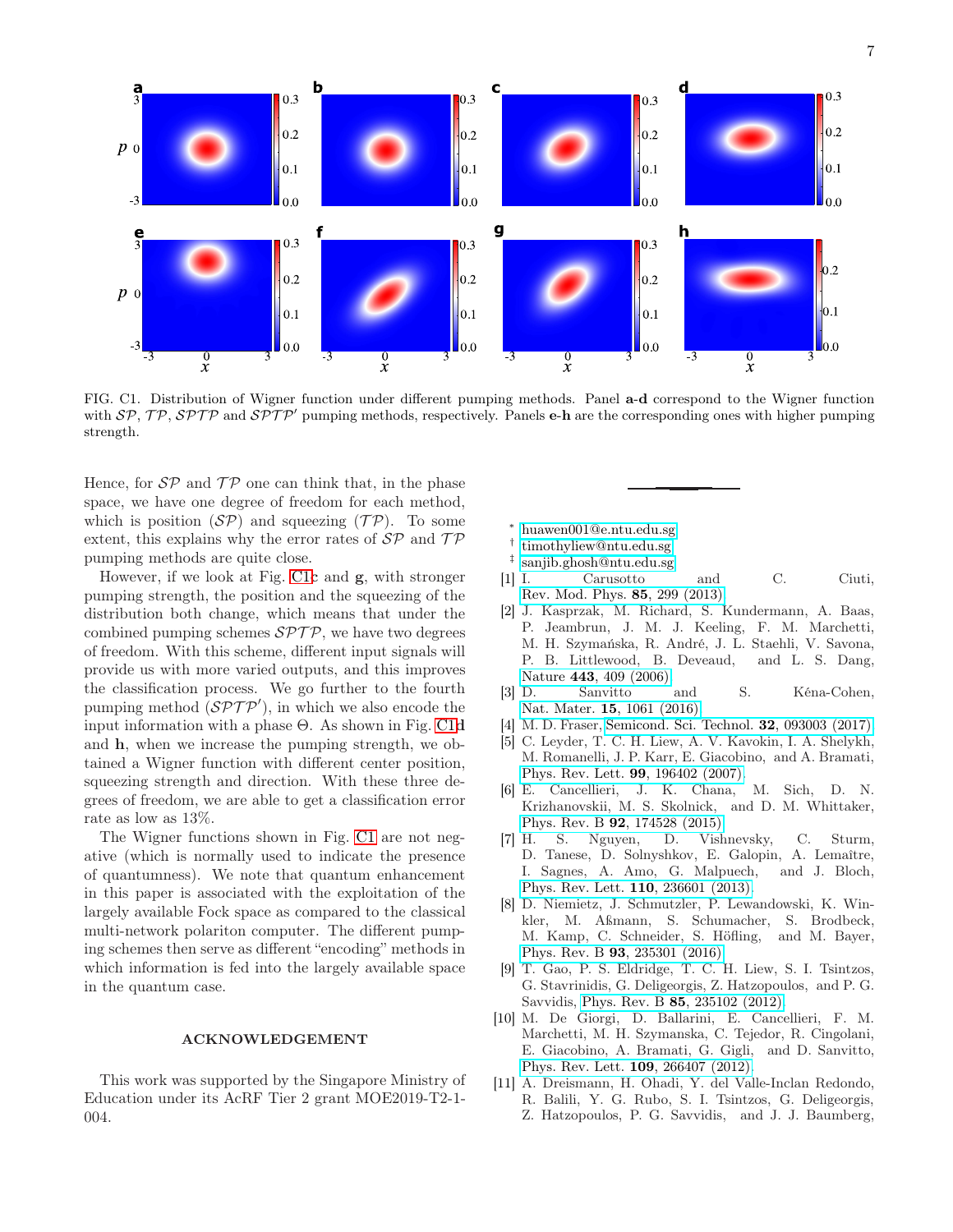FIG. C1. Distribution of Wigner function under different pumping methods. Panel **a-d** correspond to the Wigner function with $\mathcal{SP}$, $\mathcal{TP}$, $\mathcal{SPTP}$ and $\mathcal{SPTP}'$ pumping methods, respectively. Panels **e-h** are the corresponding ones with higher pumping strength.

Hence, for $\mathcal{SP}$ and $\mathcal{TP}$ one can think that, in the phase space, we have one degree of freedom for each method, which is position ($\mathcal{SP}$) and squeezing ($\mathcal{TP}$). To some extent, this explains why the error rates of $\mathcal{SP}$ and $\mathcal{TP}$ pumping methods are quite close.

However, if we look at Fig. C1c and **g**, with stronger pumping strength, the position and the squeezing of the distribution both change, which means that under the combined pumping schemes $\mathcal{SPTP}$, we have two degrees of freedom. With this scheme, different input signals will provide us with more varied outputs, and this improves the classification process. We go further to the fourth pumping method ($\mathcal{SPTP}'$), in which we also encode the input information with a phase $\Theta$. As shown in Fig. C1d and **h**, when we increase the pumping strength, we obtained a Wigner function with different center position, squeezing strength and direction. With these three degrees of freedom, we are able to get a classification error rate as low as 13%.

The Wigner functions shown in Fig. C1 are not negative (which is normally used to indicate the presence of quantumness). We note that quantum enhancement in this paper is associated with the exploitation of the largely available Fock space as compared to the classical multi-network polariton computer. The different pumping schemes then serve as different "encoding" methods in which information is fed into the largely available space in the quantum case.

## ACKNOWLEDGEMENT

This work was supported by the Singapore Ministry of Education under its AcRF Tier 2 grant MOE2019-T2-1-004.

---

[*] huawen001@e.ntu.edu.sg

[†] timothyliew@ntu.edu.sg

[‡] sanjib.ghosh@ntu.edu.sg

[1] I. Carusotto and C. Ciuti, Rev. Mod. Phys. **85**, 299 (2013).

[2] J. Kasprzak, M. Richard, S. Kundermann, A. Baas, P. Jeambrun, J. M. J. Keeling, F. M. Marchetti, M. H. Szymańska, R. André, J. L. Staehli, V. Savona, P. B. Littlewood, B. Deveaud, and L. S. Dang, Nature **443**, 409 (2006).

[3] D. Sanvitto and S. Kéna-Cohen, Nat. Mater. **15**, 1061 (2016).

[4] M. D. Fraser, Semicond. Sci. Technol. **32**, 093003 (2017).

[5] C. Leyder, T. C. H. Liew, A. V. Kavokin, I. A. Shelykh, M. Romanelli, J. P. Karr, E. Giacobino, and A. Bramati, Phys. Rev. Lett. **99**, 196402 (2007).

[6] E. Cancellieri, J. K. Chana, M. Sich, D. N. Krizhanovskii, M. S. Skolnick, and D. M. Whittaker, Phys. Rev. B **92**, 174528 (2015).

[7] H. S. Nguyen, D. Vishnevsky, C. Sturm, D. Tanese, D. Solnyshkov, E. Galopin, A. Lemaître, I. Sagnes, A. Amo, G. Malpuech, and J. Bloch, Phys. Rev. Lett. **110**, 236601 (2013).

[8] D. Niemietz, J. Schmutzler, P. Lewandowski, K. Winkler, M. Aßmann, S. Schumacher, S. Brodbeck, M. Kamp, C. Schneider, S. Höfling, and M. Bayer, Phys. Rev. B **93**, 235301 (2016).

[9] T. Gao, P. S. Eldridge, T. C. H. Liew, S. I. Tsintzos, G. Stavrinidis, G. Deligeorgis, Z. Hatzopoulos, and P. G. Savvidis, Phys. Rev. B **85**, 235102 (2012).

[10] M. De Giorgi, D. Ballarini, E. Cancellieri, F. M. Marchetti, M. H. Szymanska, C. Tejedor, R. Cingolani, E. Giacobino, A. Bramati, G. Gigli, and D. Sanvitto, Phys. Rev. Lett. **109**, 266407 (2012).

[11] A. Dreismann, H. Ohadi, Y. del Valle-Inclan Redondo, R. Balili, Y. G. Rubo, S. I. Tsintzos, G. Deligeorgis, Z. Hatzopoulos, P. G. Savvidis, and J. J. Baumberg,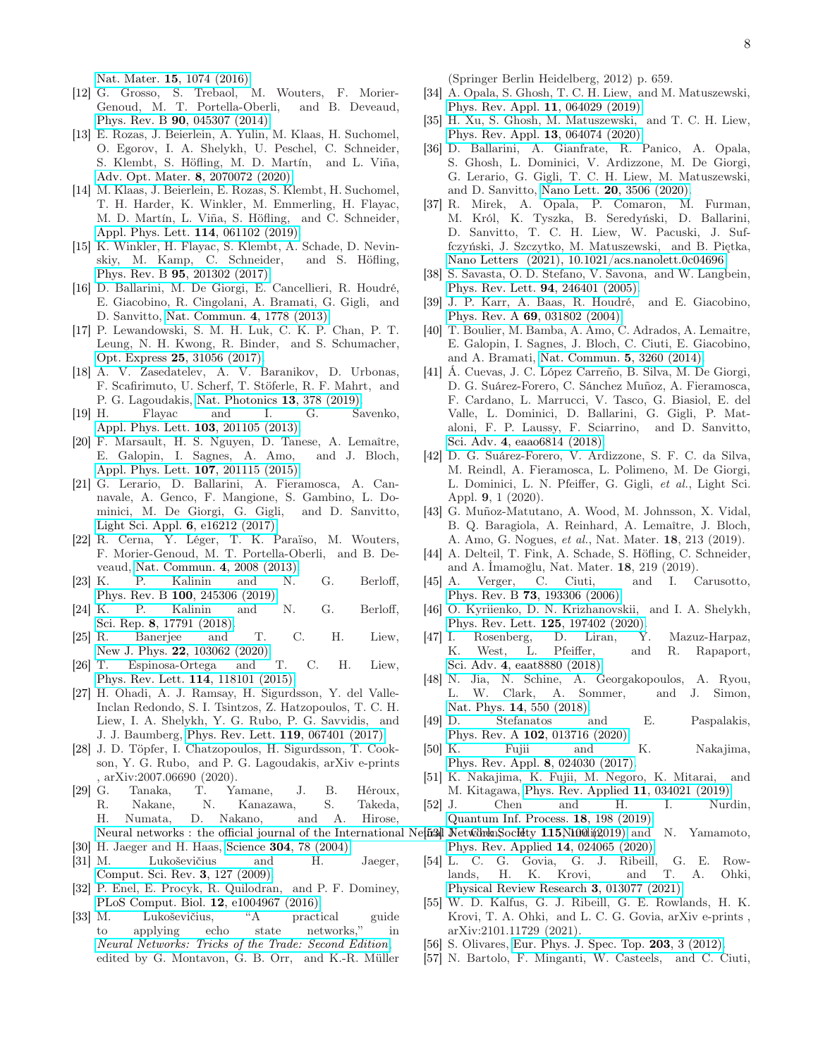Nat. Mater. **15**, 1074 (2016).

[12] G. Grosso, S. Trebaol, M. Wouters, F. Morier-Genoud, M. T. Portella-Oberli, and B. Deveaud, Phys. Rev. B **90**, 045307 (2014).

[13] E. Rozas, J. Beierlein, A. Yulin, M. Klaas, H. Suchomel, O. Egorov, I. A. Shelykh, U. Peschel, C. Schneider, S. Klembt, S. Höfling, M. D. Martín, and L. Viña, Adv. Opt. Mater. **8**, 2070072 (2020).

[14] M. Klaas, J. Beierlein, E. Rozas, S. Klembt, H. Suchomel, T. H. Harder, K. Winkler, M. Emmerling, H. Flayac, M. D. Martín, L. Viña, S. Höfling, and C. Schneider, Appl. Phys. Lett. **114**, 061102 (2019).

[15] K. Winkler, H. Flayac, S. Klembt, A. Schade, D. Nevinskiy, M. Kamp, C. Schneider, and S. Höfling, Phys. Rev. B **95**, 201302 (2017).

[16] D. Ballarini, M. De Giorgi, E. Cancellieri, R. Houdré, E. Giacobino, R. Cingolani, A. Bramati, G. Gigli, and D. Sanvitto, Nat. Commun. **4**, 1778 (2013).

[17] P. Lewandowski, S. M. H. Luk, C. K. P. Chan, P. T. Leung, N. H. Kwong, R. Binder, and S. Schumacher, Opt. Express **25**, 31056 (2017).

[18] A. V. Zasedatelev, A. V. Baranikov, D. Urbonas, F. Scafirimuto, U. Scherf, T. Stöferle, R. F. Mahrt, and P. G. Lagoudakis, Nat. Photonics **13**, 378 (2019).

[19] H. Flayac and I. G. Savenko, Appl. Phys. Lett. **103**, 201105 (2013).

[20] F. Marsault, H. S. Nguyen, D. Tanese, A. Lemaître, E. Galopin, I. Sagnes, A. Amo, and J. Bloch, Appl. Phys. Lett. **107**, 201115 (2015).

[21] G. Lerario, D. Ballarini, A. Fieramosca, A. Cannavale, A. Genco, F. Mangione, S. Gambino, L. Dominici, M. De Giorgi, G. Gigli, and D. Sanvitto, Light Sci. Appl. **6**, e16212 (2017).

[22] R. Cerna, Y. Léger, T. K. Paraïso, M. Wouters, F. Morier-Genoud, M. T. Portella-Oberli, and B. Deveaud, Nat. Commun. **4**, 2008 (2013).

[23] K. P. Kalinin and N. G. Berloff, Phys. Rev. B **100**, 245306 (2019).

[24] K. P. Kalinin and N. G. Berloff, Sci. Rep. **8**, 17791 (2018).

[25] R. Banerjee and T. C. H. Liew, New J. Phys. **22**, 103062 (2020).

[26] T. Espinosa-Ortega and T. C. H. Liew, Phys. Rev. Lett. **114**, 118101 (2015).

[27] H. Ohadi, A. J. Ramsay, H. Sigurdsson, Y. del Valle-Inclan Redondo, S. I. Tsintzos, Z. Hatzopoulos, T. C. H. Liew, I. A. Shelykh, Y. G. Rubo, P. G. Savvidis, and J. J. Baumberg, Phys. Rev. Lett. **119**, 067401 (2017).

[28] J. D. Töpfer, I. Chatzopoulos, H. Sigurdsson, T. Cookson, Y. G. Rubo, and P. G. Lagoudakis, arXiv e-prints , arXiv:2007.06690 (2020).

[29] G. Tanaka, T. Yamane, J. B. Héroux, R. Nakane, N. Kanazawa, S. Takeda, H. Numata, D. Nakano, and A. Hirose, Neural networks : the official journal of the International Neural Network Society **115**, 100 (2019).

[30] H. Jaeger and H. Haas, Science **304**, 78 (2004).

[31] M. Lukoševičius and H. Jaeger, Comput. Sci. Rev. **3**, 127 (2009).

[32] P. Enel, E. Procyk, R. Quilodran, and P. F. Dominey, PLoS Comput. Biol. **12**, e1004967 (2016).

[33] M. Lukoševičius, "A practical guide to applying echo state networks," in *Neural Networks: Tricks of the Trade: Second Edition*, edited by G. Montavon, G. B. Orr, and K.-R. Müller (Springer Berlin Heidelberg, 2012) p. 659.

[34] A. Opala, S. Ghosh, T. C. H. Liew, and M. Matuszewski, Phys. Rev. Appl. **11**, 064029 (2019).

[35] H. Xu, S. Ghosh, M. Matuszewski, and T. C. H. Liew, Phys. Rev. Appl. **13**, 064074 (2020).

[36] D. Ballarini, A. Gianfrate, R. Panico, A. Opala, S. Ghosh, L. Dominici, V. Ardizzone, M. De Giorgi, G. Lerario, G. Gigli, T. C. H. Liew, M. Matuszewski, and D. Sanvitto, Nano Lett. **20**, 3506 (2020).

[37] R. Mirek, A. Opala, P. Comaron, M. Furman, M. Król, K. Tyszka, B. Seredyński, D. Ballarini, D. Sanvitto, T. C. H. Liew, W. Pacuski, J. Suffczyński, J. Szczytko, M. Matuszewski, and B. Piętka, Nano Letters (2021), 10.1021/acs.nanolett.0c04696.

[38] S. Savasta, O. D. Stefano, V. Savona, and W. Langbein, Phys. Rev. Lett. **94**, 246401 (2005).

[39] J. P. Karr, A. Baas, R. Houdré, and E. Giacobino, Phys. Rev. A **69**, 031802 (2004).

[40] T. Boulier, M. Bamba, A. Amo, C. Adrados, A. Lemaitre, E. Galopin, I. Sagnes, J. Bloch, C. Ciuti, E. Giacobino, and A. Bramati, Nat. Commun. **5**, 3260 (2014).

[41] Á. Cuevas, J. C. López Carreño, B. Silva, M. De Giorgi, D. G. Suárez-Forero, C. Sánchez Muñoz, A. Fieramosca, F. Cardano, L. Marrucci, V. Tasco, G. Biasiol, E. del Valle, L. Dominici, D. Ballarini, G. Gigli, P. Mataloni, F. P. Laussy, F. Sciarrino, and D. Sanvitto, Sci. Adv. **4**, eaao6814 (2018).

[42] D. G. Suárez-Forero, V. Ardizzone, S. F. C. da Silva, M. Reindl, A. Fieramosca, L. Polimeno, M. De Giorgi, L. Dominici, L. N. Pfeiffer, G. Gigli, *et al.*, Light Sci. Appl. **9**, 1 (2020).

[43] G. Muñoz-Matutano, A. Wood, M. Johnsson, X. Vidal, B. Q. Baragiola, A. Reinhard, A. Lemaître, J. Bloch, A. Amo, G. Nogues, *et al.*, Nat. Mater. **18**, 213 (2019).

[44] A. Delteil, T. Fink, A. Schade, S. Höfling, C. Schneider, and A. İmamoğlu, Nat. Mater. **18**, 219 (2019).

[45] A. Verger, C. Ciuti, and I. Carusotto, Phys. Rev. B **73**, 193306 (2006).

[46] O. Kyriienko, D. N. Krizhanovskii, and I. A. Shelykh, Phys. Rev. Lett. **125**, 197402 (2020).

[47] I. Rosenberg, D. Liran, Y. Mazuz-Harpaz, K. West, L. Pfeiffer, and R. Rapaport, Sci. Adv. **4**, eaat8880 (2018).

[48] N. Jia, N. Schine, A. Georgakopoulos, A. Ryou, L. W. Clark, A. Sommer, and J. Simon, Nat. Phys. **14**, 550 (2018).

[49] D. Stefanatos and E. Paspalakis, Phys. Rev. A **102**, 013716 (2020).

[50] K. Fujii and K. Nakajima, Phys. Rev. Appl. **8**, 024030 (2017).

[51] K. Nakajima, K. Fujii, M. Negoro, K. Mitarai, and M. Kitagawa, Phys. Rev. Applied **11**, 034021 (2019).

[52] J. Chen and H. I. Nurdin, Quantum Inf. Process. **18**, 198 (2019).

[53] J. Chen, H. I. Nurdin, and N. Yamamoto, Phys. Rev. Applied **14**, 024065 (2020).

[54] L. C. G. Govia, G. J. Ribeill, G. E. Rowlands, H. K. Krovi, and T. A. Ohki, Physical Review Research **3**, 013077 (2021).

[55] W. D. Kalfus, G. J. Ribeill, G. E. Rowlands, H. K. Krovi, T. A. Ohki, and L. C. G. Govia, arXiv e-prints , arXiv:2101.11729 (2021).

[56] S. Olivares, Eur. Phys. J. Spec. Top. **203**, 3 (2012).

[57] N. Bartolo, F. Minganti, W. Casteels, and C. Ciuti,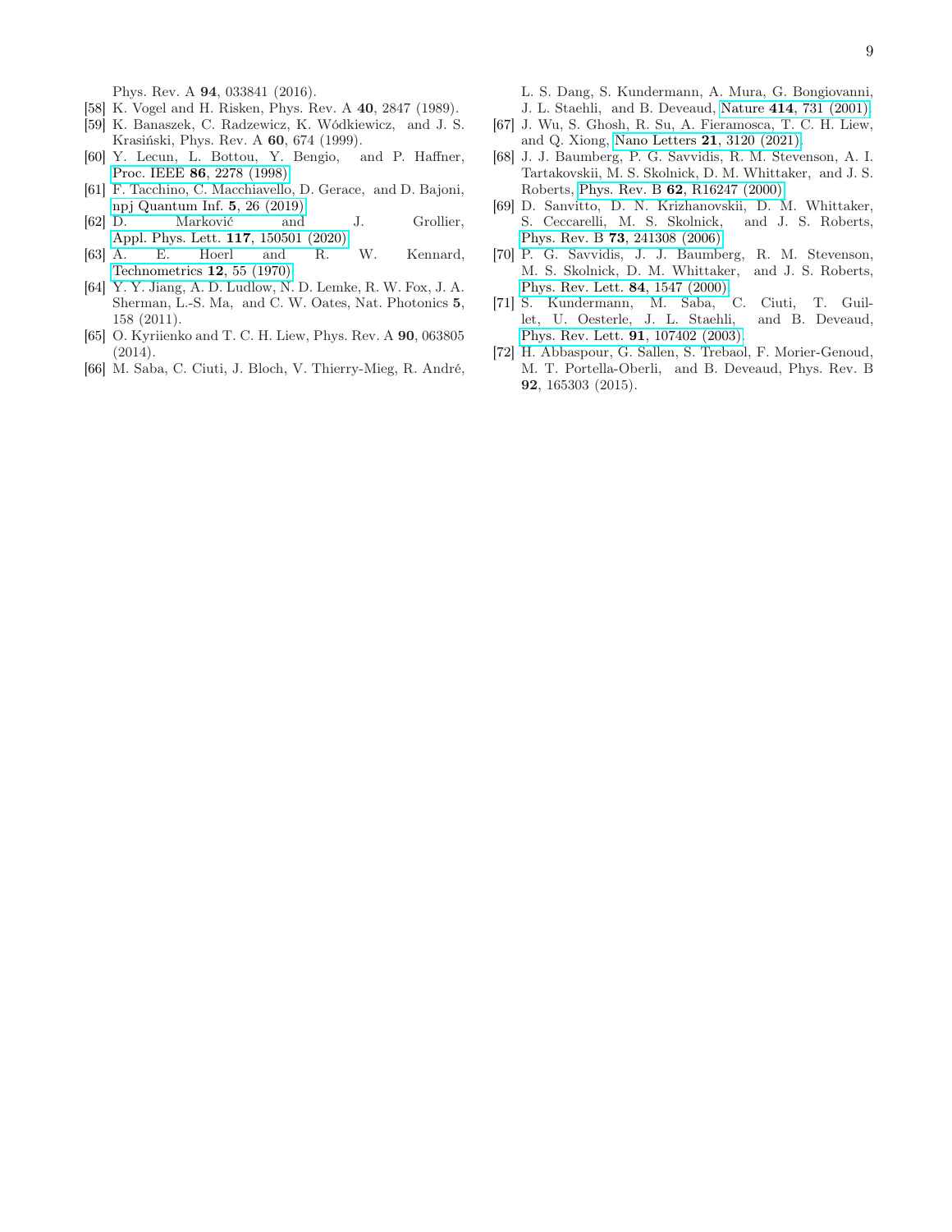Phys. Rev. A **94**, 033841 (2016).

[58] K. Vogel and H. Risken, Phys. Rev. A **40**, 2847 (1989).

[59] K. Banaszek, C. Radzewicz, K. Wódkiewicz, and J. S. Krasiński, Phys. Rev. A **60**, 674 (1999).

[60] Y. Lecun, L. Bottou, Y. Bengio, and P. Haffner, Proc. IEEE **86**, 2278 (1998).

[61] F. Tacchino, C. Macchiavello, D. Gerace, and D. Bajoni, npj Quantum Inf. **5**, 26 (2019).

[62] D. Marković and J. Grollier, Appl. Phys. Lett. **117**, 150501 (2020).

[63] A. E. Hoerl and R. W. Kennard, Technometrics **12**, 55 (1970).

[64] Y. Y. Jiang, A. D. Ludlow, N. D. Lemke, R. W. Fox, J. A. Sherman, L.-S. Ma, and C. W. Oates, Nat. Photonics **5**, 158 (2011).

[65] O. Kyriienko and T. C. H. Liew, Phys. Rev. A **90**, 063805 (2014).

[66] M. Saba, C. Ciuti, J. Bloch, V. Thierry-Mieg, R. André, L. S. Dang, S. Kundermann, A. Mura, G. Bongiovanni, J. L. Staehli, and B. Deveaud, Nature **414**, 731 (2001).

[67] J. Wu, S. Ghosh, R. Su, A. Fieramosca, T. C. H. Liew, and Q. Xiong, Nano Letters **21**, 3120 (2021).

[68] J. J. Baumberg, P. G. Savvidis, R. M. Stevenson, A. I. Tartakovskii, M. S. Skolnick, D. M. Whittaker, and J. S. Roberts, Phys. Rev. B **62**, R16247 (2000).

[69] D. Sanvitto, D. N. Krizhanovskii, D. M. Whittaker, S. Ceccarelli, M. S. Skolnick, and J. S. Roberts, Phys. Rev. B **73**, 241308 (2006).

[70] P. G. Savvidis, J. J. Baumberg, R. M. Stevenson, M. S. Skolnick, D. M. Whittaker, and J. S. Roberts, Phys. Rev. Lett. **84**, 1547 (2000).

[71] S. Kundermann, M. Saba, C. Ciuti, T. Guillet, U. Oesterle, J. L. Staehli, and B. Deveaud, Phys. Rev. Lett. **91**, 107402 (2003).

[72] H. Abbaspour, G. Sallen, S. Trebaol, F. Morier-Genoud, M. T. Portella-Oberli, and B. Deveaud, Phys. Rev. B **92**, 165303 (2015).